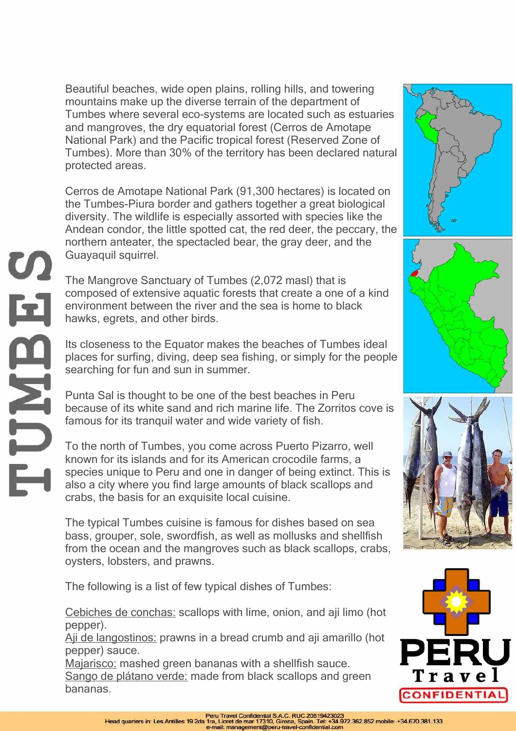# TUMBES

Beautiful beaches, wide open plains, rolling hills, and towering mountains make up the diverse terrain of the department of Tumbes where several eco-systems are located such as estuaries and mangroves, the dry equatorial forest (Cerros de Amotape National Park) and the Pacific tropical forest (Reserved Zone of Tumbes). More than 30% of the territory has been declared natural protected areas.

Cerros de Amotape National Park (91,300 hectares) is located on the Tumbes-Piura border and gathers together a great biological diversity. The wildlife is especially assorted with species like the Andean condor, the little spotted cat, the red deer, the peccary, the northern anteater, the spectacled bear, the gray deer, and the Guayaquil squirrel.

The Mangrove Sanctuary of Tumbes (2,072 masl) that is composed of extensive aquatic forests that create a one of a kind environment between the river and the sea is home to black hawks, egrets, and other birds.

Its closeness to the Equator makes the beaches of Tumbes ideal places for surfing, diving, deep sea fishing, or simply for the people searching for fun and sun in summer.

Punta Sal is thought to be one of the best beaches in Peru because of its white sand and rich marine life. The Zorritos cove is famous for its tranquil water and wide variety of fish.

To the north of Tumbes, you come across Puerto Pizarro, well known for its islands and for its American crocodile farms, a species unique to Peru and one in danger of being extinct. This is also a city where you find large amounts of black scallops and crabs, the basis for an exquisite local cuisine.

The typical Tumbes cuisine is famous for dishes based on sea bass, grouper, sole, swordfish, as well as mollusks and shellfish from the ocean and the mangroves such as black scallops, crabs, oysters, lobsters, and prawns.

The following is a list of few typical dishes of Tumbes:

Cebiches de conchas: scallops with lime, onion, and aji limo (hot pepper).
Aji de langostinos: prawns in a bread crumb and aji amarillo (hot pepper) sauce.
Majarisco: mashed green bananas with a shellfish sauce.
Sango de plátano verde: made from black scallops and green bananas.

PERU Travel CONFIDENTIAL

Peru Travel Confidential S.A.C. RUC 20519423023
Head quarters in: Les Antilles 19 2da 1ra, Lloret de mar 17310, Girona, Spain. Tel: +34.972.362.852 mobile: +34.670.381.133
e-mail: management@peru-travel-confidential.com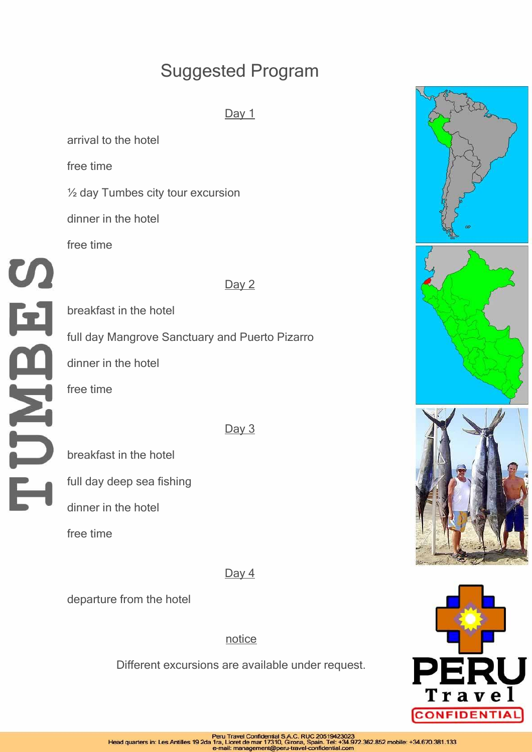# Suggested Program

TUMBES

## Day 1

arrival to the hotel

free time

½ day Tumbes city tour excursion

dinner in the hotel

free time

## Day 2

breakfast in the hotel

full day Mangrove Sanctuary and Puerto Pizarro

dinner in the hotel

free time

## Day 3

breakfast in the hotel

full day deep sea fishing

dinner in the hotel

free time

## Day 4

departure from the hotel

## notice

Different excursions are available under request.

PERU Travel CONFIDENTIAL

Peru Travel Confidential S.A.C. RUC 20519423023
Head quarters in: Les Antilles 19 2da 1ra, Lloret de mar 17310, Girona, Spain. Tel: +34.972.362.852 mobile: +34.670.381.133
e-mail: management@peru-travel-confidential.com